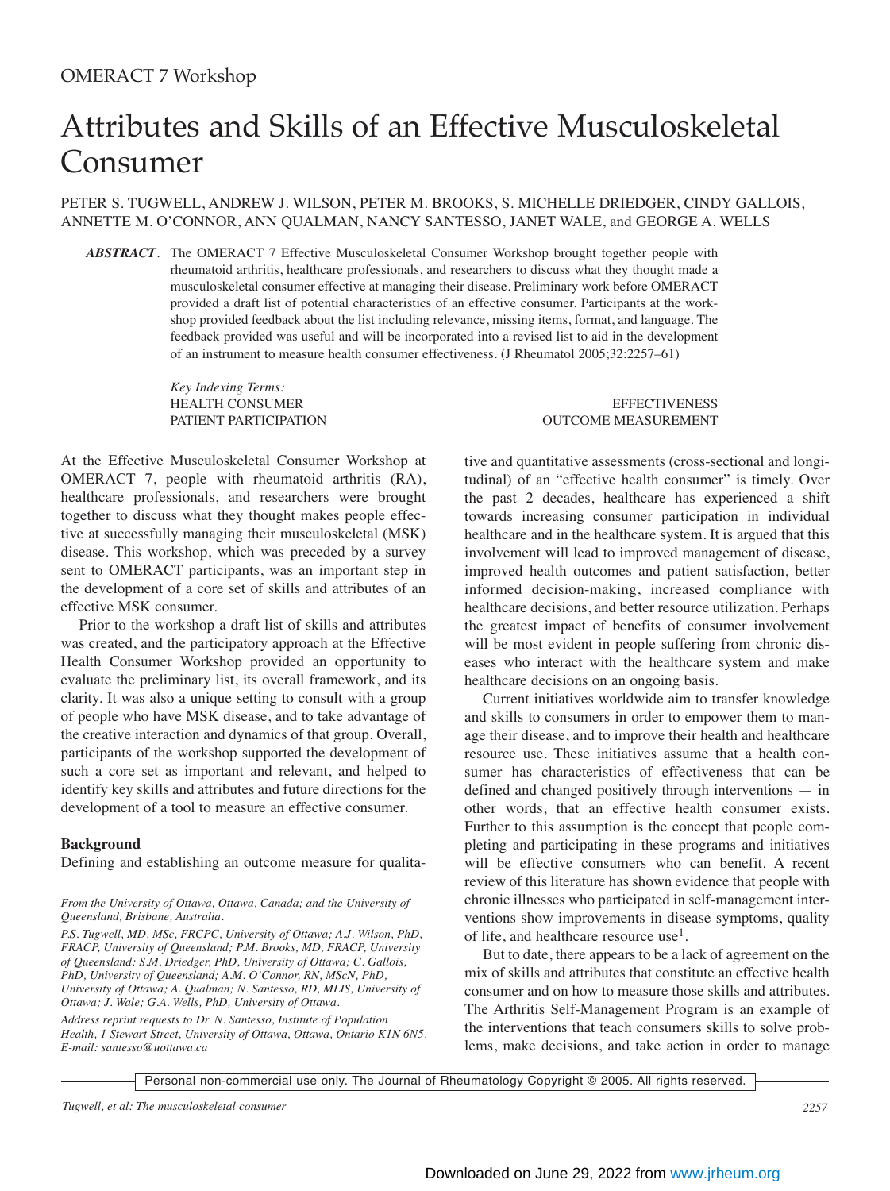OMERACT 7 Workshop

# Attributes and Skills of an Effective Musculoskeletal Consumer

PETER S. TUGWELL, ANDREW J. WILSON, PETER M. BROOKS, S. MICHELLE DRIEDGER, CINDY GALLOIS, ANNETTE M. O'CONNOR, ANN QUALMAN, NANCY SANTESSO, JANET WALE, and GEORGE A. WELLS

***ABSTRACT***. The OMERACT 7 Effective Musculoskeletal Consumer Workshop brought together people with rheumatoid arthritis, healthcare professionals, and researchers to discuss what they thought made a musculoskeletal consumer effective at managing their disease. Preliminary work before OMERACT provided a draft list of potential characteristics of an effective consumer. Participants at the workshop provided feedback about the list including relevance, missing items, format, and language. The feedback provided was useful and will be incorporated into a revised list to aid in the development of an instrument to measure health consumer effectiveness. (J Rheumatol 2005;32:2257–61)

*Key Indexing Terms:*
HEALTH CONSUMER
PATIENT PARTICIPATION
EFFECTIVENESS
OUTCOME MEASUREMENT

At the Effective Musculoskeletal Consumer Workshop at OMERACT 7, people with rheumatoid arthritis (RA), healthcare professionals, and researchers were brought together to discuss what they thought makes people effective at successfully managing their musculoskeletal (MSK) disease. This workshop, which was preceded by a survey sent to OMERACT participants, was an important step in the development of a core set of skills and attributes of an effective MSK consumer.

Prior to the workshop a draft list of skills and attributes was created, and the participatory approach at the Effective Health Consumer Workshop provided an opportunity to evaluate the preliminary list, its overall framework, and its clarity. It was also a unique setting to consult with a group of people who have MSK disease, and to take advantage of the creative interaction and dynamics of that group. Overall, participants of the workshop supported the development of such a core set as important and relevant, and helped to identify key skills and attributes and future directions for the development of a tool to measure an effective consumer.

**Background**

Defining and establishing an outcome measure for qualitative and quantitative assessments (cross-sectional and longitudinal) of an "effective health consumer" is timely. Over the past 2 decades, healthcare has experienced a shift towards increasing consumer participation in individual healthcare and in the healthcare system. It is argued that this involvement will lead to improved management of disease, improved health outcomes and patient satisfaction, better informed decision-making, increased compliance with healthcare decisions, and better resource utilization. Perhaps the greatest impact of benefits of consumer involvement will be most evident in people suffering from chronic diseases who interact with the healthcare system and make healthcare decisions on an ongoing basis.

Current initiatives worldwide aim to transfer knowledge and skills to consumers in order to empower them to manage their disease, and to improve their health and healthcare resource use. These initiatives assume that a health consumer has characteristics of effectiveness that can be defined and changed positively through interventions — in other words, that an effective health consumer exists. Further to this assumption is the concept that people completing and participating in these programs and initiatives will be effective consumers who can benefit. A recent review of this literature has shown evidence that people with chronic illnesses who participated in self-management interventions show improvements in disease symptoms, quality of life, and healthcare resource use[1].

But to date, there appears to be a lack of agreement on the mix of skills and attributes that constitute an effective health consumer and on how to measure those skills and attributes. The Arthritis Self-Management Program is an example of the interventions that teach consumers skills to solve problems, make decisions, and take action in order to manage

*From the University of Ottawa, Ottawa, Canada; and the University of Queensland, Brisbane, Australia.*

*P.S. Tugwell, MD, MSc, FRCPC, University of Ottawa; A.J. Wilson, PhD, FRACP, University of Queensland; P.M. Brooks, MD, FRACP, University of Queensland; S.M. Driedger, PhD, University of Ottawa; C. Gallois, PhD, University of Queensland; A.M. O'Connor, RN, MScN, PhD, University of Ottawa; A. Qualman; N. Santesso, RD, MLIS, University of Ottawa; J. Wale; G.A. Wells, PhD, University of Ottawa.*

*Address reprint requests to Dr. N. Santesso, Institute of Population Health, 1 Stewart Street, University of Ottawa, Ottawa, Ontario K1N 6N5. E-mail: santesso@uottawa.ca*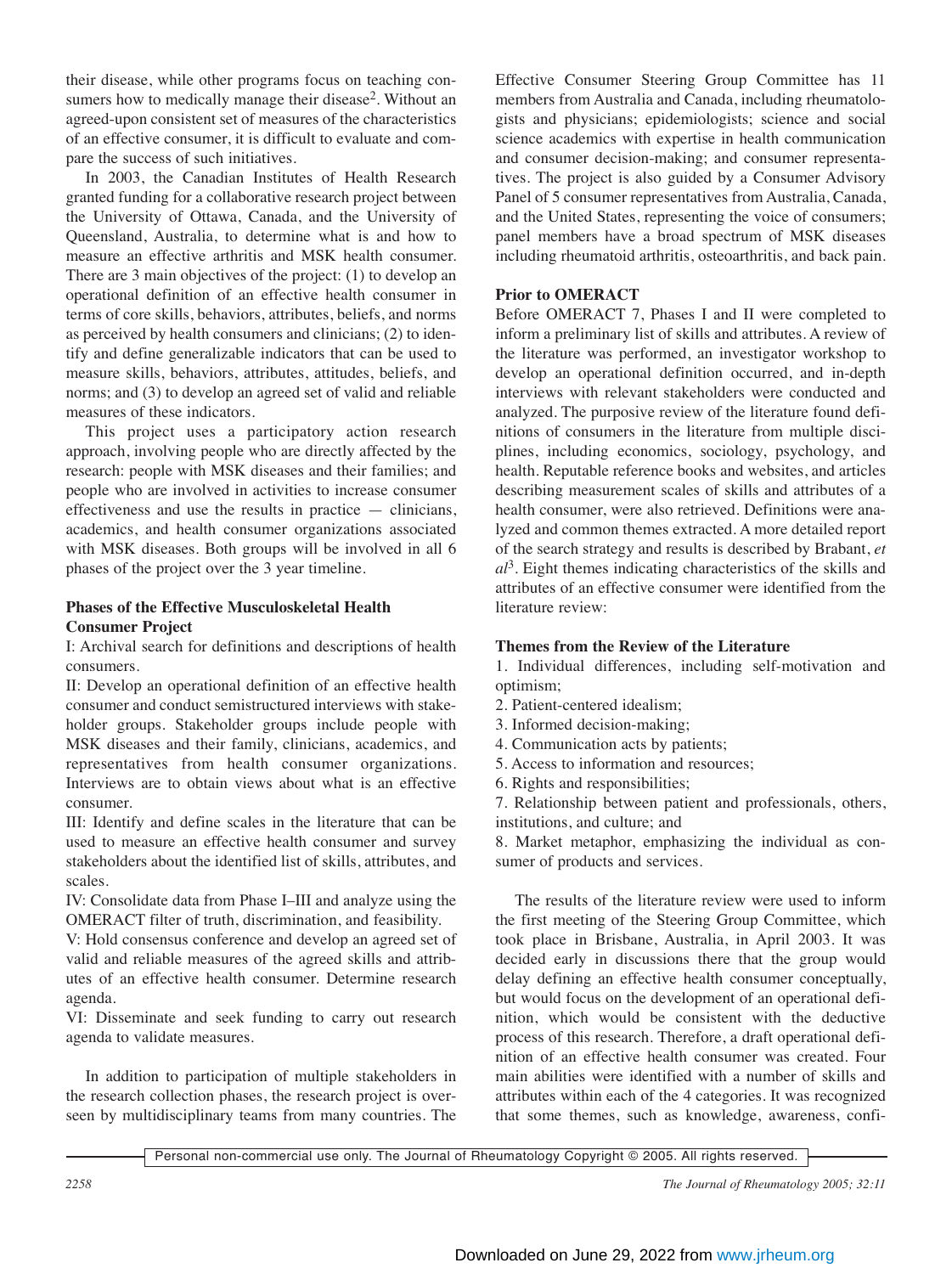their disease, while other programs focus on teaching consumers how to medically manage their disease[2]. Without an agreed-upon consistent set of measures of the characteristics of an effective consumer, it is difficult to evaluate and compare the success of such initiatives.

In 2003, the Canadian Institutes of Health Research granted funding for a collaborative research project between the University of Ottawa, Canada, and the University of Queensland, Australia, to determine what is and how to measure an effective arthritis and MSK health consumer. There are 3 main objectives of the project: (1) to develop an operational definition of an effective health consumer in terms of core skills, behaviors, attributes, beliefs, and norms as perceived by health consumers and clinicians; (2) to identify and define generalizable indicators that can be used to measure skills, behaviors, attributes, attitudes, beliefs, and norms; and (3) to develop an agreed set of valid and reliable measures of these indicators.

This project uses a participatory action research approach, involving people who are directly affected by the research: people with MSK diseases and their families; and people who are involved in activities to increase consumer effectiveness and use the results in practice — clinicians, academics, and health consumer organizations associated with MSK diseases. Both groups will be involved in all 6 phases of the project over the 3 year timeline.

**Phases of the Effective Musculoskeletal Health Consumer Project**

I: Archival search for definitions and descriptions of health consumers.

II: Develop an operational definition of an effective health consumer and conduct semistructured interviews with stakeholder groups. Stakeholder groups include people with MSK diseases and their family, clinicians, academics, and representatives from health consumer organizations. Interviews are to obtain views about what is an effective consumer.

III: Identify and define scales in the literature that can be used to measure an effective health consumer and survey stakeholders about the identified list of skills, attributes, and scales.

IV: Consolidate data from Phase I–III and analyze using the OMERACT filter of truth, discrimination, and feasibility.

V: Hold consensus conference and develop an agreed set of valid and reliable measures of the agreed skills and attributes of an effective health consumer. Determine research agenda.

VI: Disseminate and seek funding to carry out research agenda to validate measures.

In addition to participation of multiple stakeholders in the research collection phases, the research project is overseen by multidisciplinary teams from many countries. The Effective Consumer Steering Group Committee has 11 members from Australia and Canada, including rheumatologists and physicians; epidemiologists; science and social science academics with expertise in health communication and consumer decision-making; and consumer representatives. The project is also guided by a Consumer Advisory Panel of 5 consumer representatives from Australia, Canada, and the United States, representing the voice of consumers; panel members have a broad spectrum of MSK diseases including rheumatoid arthritis, osteoarthritis, and back pain.

**Prior to OMERACT**

Before OMERACT 7, Phases I and II were completed to inform a preliminary list of skills and attributes. A review of the literature was performed, an investigator workshop to develop an operational definition occurred, and in-depth interviews with relevant stakeholders were conducted and analyzed. The purposive review of the literature found definitions of consumers in the literature from multiple disciplines, including economics, sociology, psychology, and health. Reputable reference books and websites, and articles describing measurement scales of skills and attributes of a health consumer, were also retrieved. Definitions were analyzed and common themes extracted. A more detailed report of the search strategy and results is described by Brabant, *et al*[3]. Eight themes indicating characteristics of the skills and attributes of an effective consumer were identified from the literature review:

**Themes from the Review of the Literature**

1. Individual differences, including self-motivation and optimism;
2. Patient-centered idealism;
3. Informed decision-making;
4. Communication acts by patients;
5. Access to information and resources;
6. Rights and responsibilities;
7. Relationship between patient and professionals, others, institutions, and culture; and
8. Market metaphor, emphasizing the individual as consumer of products and services.

The results of the literature review were used to inform the first meeting of the Steering Group Committee, which took place in Brisbane, Australia, in April 2003. It was decided early in discussions there that the group would delay defining an effective health consumer conceptually, but would focus on the development of an operational definition, which would be consistent with the deductive process of this research. Therefore, a draft operational definition of an effective health consumer was created. Four main abilities were identified with a number of skills and attributes within each of the 4 categories. It was recognized that some themes, such as knowledge, awareness, confi-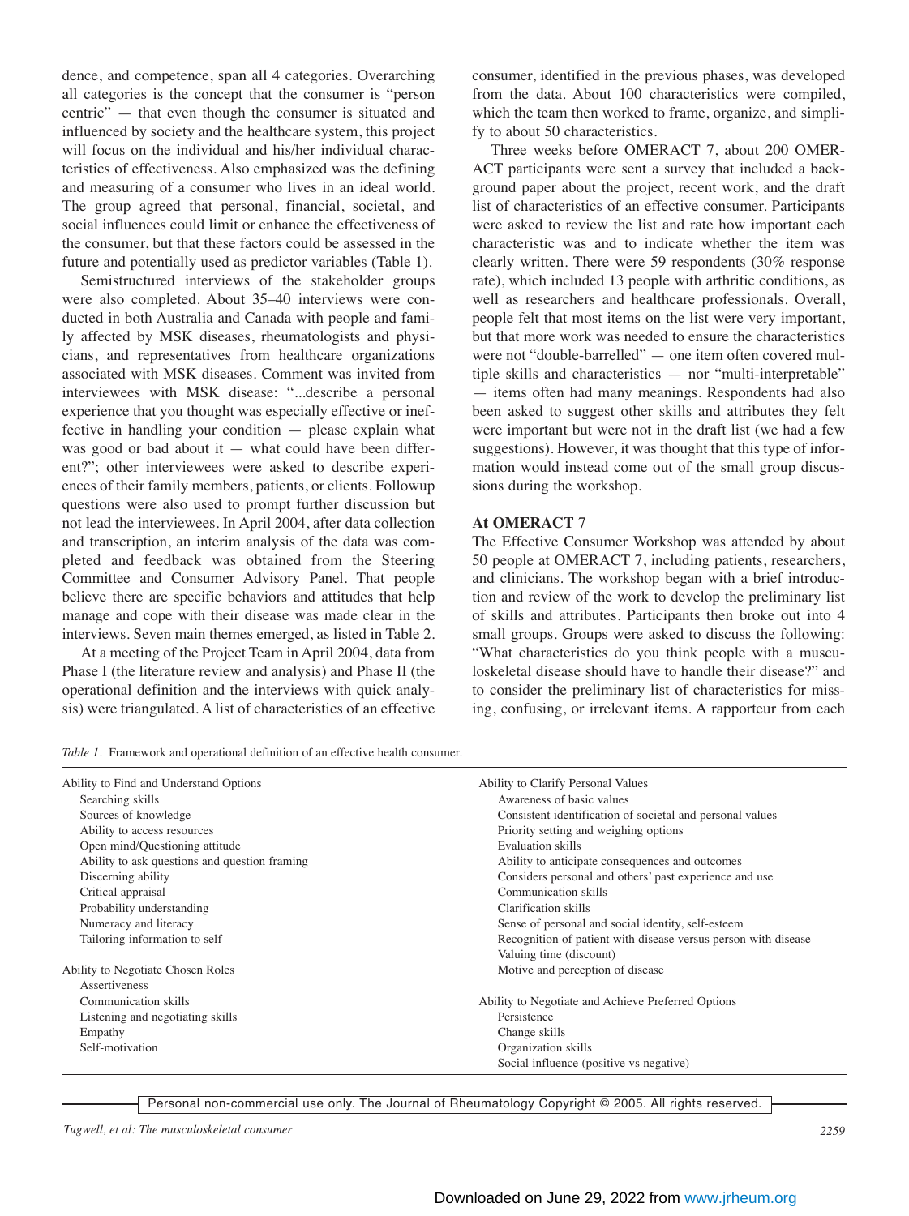dence, and competence, span all 4 categories. Overarching all categories is the concept that the consumer is "person centric" — that even though the consumer is situated and influenced by society and the healthcare system, this project will focus on the individual and his/her individual characteristics of effectiveness. Also emphasized was the defining and measuring of a consumer who lives in an ideal world. The group agreed that personal, financial, societal, and social influences could limit or enhance the effectiveness of the consumer, but that these factors could be assessed in the future and potentially used as predictor variables (Table 1).

Semistructured interviews of the stakeholder groups were also completed. About 35–40 interviews were conducted in both Australia and Canada with people and family affected by MSK diseases, rheumatologists and physicians, and representatives from healthcare organizations associated with MSK diseases. Comment was invited from interviewees with MSK disease: "...describe a personal experience that you thought was especially effective or ineffective in handling your condition — please explain what was good or bad about it — what could have been different?"; other interviewees were asked to describe experiences of their family members, patients, or clients. Followup questions were also used to prompt further discussion but not lead the interviewees. In April 2004, after data collection and transcription, an interim analysis of the data was completed and feedback was obtained from the Steering Committee and Consumer Advisory Panel. That people believe there are specific behaviors and attitudes that help manage and cope with their disease was made clear in the interviews. Seven main themes emerged, as listed in Table 2.

At a meeting of the Project Team in April 2004, data from Phase I (the literature review and analysis) and Phase II (the operational definition and the interviews with quick analysis) were triangulated. A list of characteristics of an effective consumer, identified in the previous phases, was developed from the data. About 100 characteristics were compiled, which the team then worked to frame, organize, and simplify to about 50 characteristics.

Three weeks before OMERACT 7, about 200 OMERACT participants were sent a survey that included a background paper about the project, recent work, and the draft list of characteristics of an effective consumer. Participants were asked to review the list and rate how important each characteristic was and to indicate whether the item was clearly written. There were 59 respondents (30% response rate), which included 13 people with arthritic conditions, as well as researchers and healthcare professionals. Overall, people felt that most items on the list were very important, but that more work was needed to ensure the characteristics were not "double-barrelled" — one item often covered multiple skills and characteristics — nor "multi-interpretable" — items often had many meanings. Respondents had also been asked to suggest other skills and attributes they felt were important but were not in the draft list (we had a few suggestions). However, it was thought that this type of information would instead come out of the small group discussions during the workshop.

### At OMERACT 7

The Effective Consumer Workshop was attended by about 50 people at OMERACT 7, including patients, researchers, and clinicians. The workshop began with a brief introduction and review of the work to develop the preliminary list of skills and attributes. Participants then broke out into 4 small groups. Groups were asked to discuss the following: "What characteristics do you think people with a musculoskeletal disease should have to handle their disease?" and to consider the preliminary list of characteristics for missing, confusing, or irrelevant items. A rapporteur from each

*Table 1.* Framework and operational definition of an effective health consumer.

| | |
|---|---|
| **Ability to Find and Understand Options** | **Ability to Clarify Personal Values** |
| Searching skills | Awareness of basic values |
| Sources of knowledge | Consistent identification of societal and personal values |
| Ability to access resources | Priority setting and weighing options |
| Open mind/Questioning attitude | Evaluation skills |
| Ability to ask questions and question framing | Ability to anticipate consequences and outcomes |
| Discerning ability | Considers personal and others' past experience and use |
| Critical appraisal | Communication skills |
| Probability understanding | Clarification skills |
| Numeracy and literacy | Sense of personal and social identity, self-esteem |
| Tailoring information to self | Recognition of patient with disease versus person with disease |
| | Valuing time (discount) |
| **Ability to Negotiate Chosen Roles** | Motive and perception of disease |
| Assertiveness | |
| Communication skills | **Ability to Negotiate and Achieve Preferred Options** |
| Listening and negotiating skills | Persistence |
| Empathy | Change skills |
| Self-motivation | Organization skills |
| | Social influence (positive vs negative) |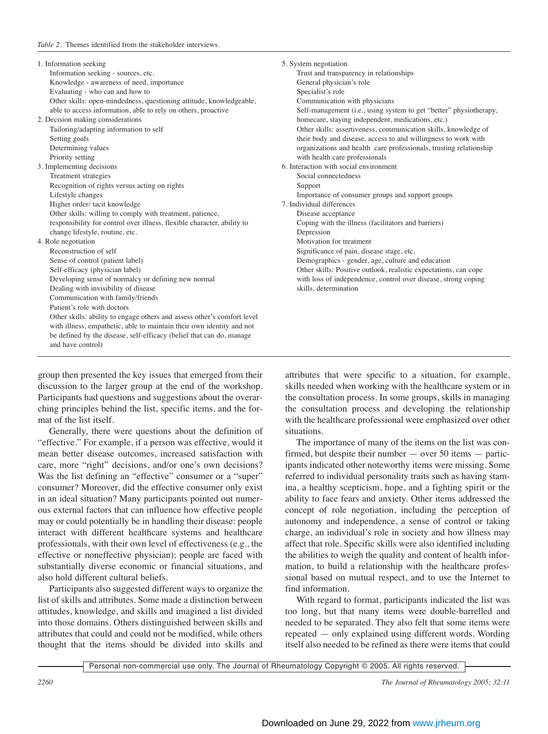*Table 2.* Themes identified from the stakeholder interviews.

1. Information seeking
   - Information seeking - sources, etc.
   - Knowledge - awareness of need, importance
   - Evaluating - who can and how to
   - Other skills: open-mindedness, questioning attitude, knowledgeable, able to access information, able to rely on others, proactive
2. Decision making considerations
   - Tailoring/adapting information to self
   - Setting goals
   - Determining values
   - Priority setting
3. Implementing decisions
   - Treatment strategies
   - Recognition of rights versus acting on rights
   - Lifestyle changes
   - Higher order/ tacit knowledge
   - Other skills: willing to comply with treatment, patience, responsibility for control over illness, flexible character, ability to change lifestyle, routine, etc.
4. Role negotiation
   - Reconstruction of self
   - Sense of control (patient label)
   - Self-efficacy (physician label)
   - Developing sense of normalcy or defining new normal
   - Dealing with invisibility of disease
   - Communication with family/friends
   - Patient's role with doctors
   - Other skills: ability to engage others and assess other's comfort level with illness, empathetic, able to maintain their own identity and not be defined by the disease, self-efficacy (belief that can do, manage and have control)
5. System negotiation
   - Trust and transparency in relationships
   - General physician's role
   - Specialist's role
   - Communication with physicians
   - Self-management (i.e., using system to get "better" physiotherapy, homecare, staying independent, medications, etc.)
   - Other skills: assertiveness, communication skills, knowledge of their body and disease, access to and willingness to work with organizations and health care professionals, trusting relationship with health care professionals
6. Interaction with social environment
   - Social connectedness
   - Support
   - Importance of consumer groups and support groups
7. Individual differences
   - Disease acceptance
   - Coping with the illness (facilitators and barriers)
   - Depression
   - Motivation for treatment
   - Significance of pain, disease stage, etc.
   - Demographics - gender, age, culture and education
   - Other skills: Positive outlook, realistic expectations, can cope with loss of independence, control over disease, strong coping skills, determination

group then presented the key issues that emerged from their discussion to the larger group at the end of the workshop. Participants had questions and suggestions about the overarching principles behind the list, specific items, and the format of the list itself.

Generally, there were questions about the definition of "effective." For example, if a person was effective, would it mean better disease outcomes, increased satisfaction with care, more "right" decisions, and/or one's own decisions? Was the list defining an "effective" consumer or a "super" consumer? Moreover, did the effective consumer only exist in an ideal situation? Many participants pointed out numerous external factors that can influence how effective people may or could potentially be in handling their disease: people interact with different healthcare systems and healthcare professionals, with their own level of effectiveness (e.g., the effective or noneffective physician); people are faced with substantially diverse economic or financial situations, and also hold different cultural beliefs.

Participants also suggested different ways to organize the list of skills and attributes. Some made a distinction between attitudes, knowledge, and skills and imagined a list divided into those domains. Others distinguished between skills and attributes that could and could not be modified, while others thought that the items should be divided into skills and attributes that were specific to a situation, for example, skills needed when working with the healthcare system or in the consultation process. In some groups, skills in managing the consultation process and developing the relationship with the healthcare professional were emphasized over other situations.

The importance of many of the items on the list was confirmed, but despite their number — over 50 items — participants indicated other noteworthy items were missing. Some referred to individual personality traits such as having stamina, a healthy scepticism, hope, and a fighting spirit or the ability to face fears and anxiety. Other items addressed the concept of role negotiation, including the perception of autonomy and independence, a sense of control or taking charge, an individual's role in society and how illness may affect that role. Specific skills were also identified including the abilities to weigh the quality and content of health information, to build a relationship with the healthcare professional based on mutual respect, and to use the Internet to find information.

With regard to format, participants indicated the list was too long, but that many items were double-barrelled and needed to be separated. They also felt that some items were repeated — only explained using different words. Wording itself also needed to be refined as there were items that could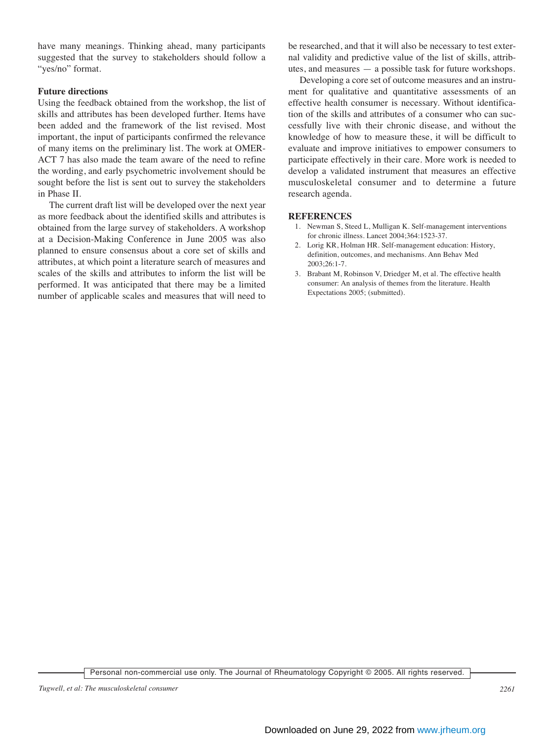have many meanings. Thinking ahead, many participants suggested that the survey to stakeholders should follow a "yes/no" format.

**Future directions**

Using the feedback obtained from the workshop, the list of skills and attributes has been developed further. Items have been added and the framework of the list revised. Most important, the input of participants confirmed the relevance of many items on the preliminary list. The work at OMERACT 7 has also made the team aware of the need to refine the wording, and early psychometric involvement should be sought before the list is sent out to survey the stakeholders in Phase II.

The current draft list will be developed over the next year as more feedback about the identified skills and attributes is obtained from the large survey of stakeholders. A workshop at a Decision-Making Conference in June 2005 was also planned to ensure consensus about a core set of skills and attributes, at which point a literature search of measures and scales of the skills and attributes to inform the list will be performed. It was anticipated that there may be a limited number of applicable scales and measures that will need to be researched, and that it will also be necessary to test external validity and predictive value of the list of skills, attributes, and measures — a possible task for future workshops.

Developing a core set of outcome measures and an instrument for qualitative and quantitative assessments of an effective health consumer is necessary. Without identification of the skills and attributes of a consumer who can successfully live with their chronic disease, and without the knowledge of how to measure these, it will be difficult to evaluate and improve initiatives to empower consumers to participate effectively in their care. More work is needed to develop a validated instrument that measures an effective musculoskeletal consumer and to determine a future research agenda.

## REFERENCES

1. Newman S, Steed L, Mulligan K. Self-management interventions for chronic illness. Lancet 2004;364:1523-37.
2. Lorig KR, Holman HR. Self-management education: History, definition, outcomes, and mechanisms. Ann Behav Med 2003;26:1-7.
3. Brabant M, Robinson V, Driedger M, et al. The effective health consumer: An analysis of themes from the literature. Health Expectations 2005; (submitted).